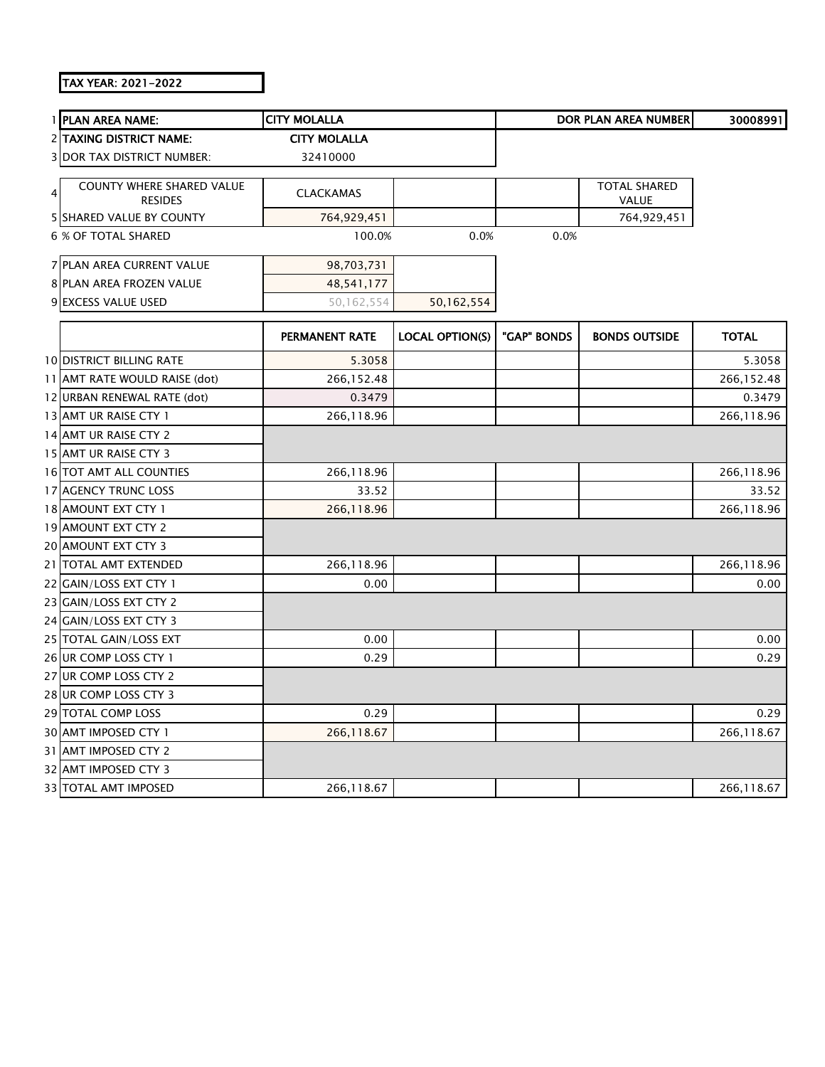TAX YEAR: 2021-2022

| | | | | | | |
|---|---|---|---|---|---|---|
| 1 | PLAN AREA NAME: | CITY MOLALLA | | | DOR PLAN AREA NUMBER | 30008991 |
| 2 | TAXING DISTRICT NAME: | CITY MOLALLA | | | | |
| 3 | DOR TAX DISTRICT NUMBER: | 32410000 | | | | |
| 4 | COUNTY WHERE SHARED VALUE RESIDES | CLACKAMAS | | | TOTAL SHARED VALUE | |
| 5 | SHARED VALUE BY COUNTY | 764,929,451 | | | 764,929,451 | |
| 6 | % OF TOTAL SHARED | 100.0% | 0.0% | 0.0% | | |
| 7 | PLAN AREA CURRENT VALUE | 98,703,731 | | | | |
| 8 | PLAN AREA FROZEN VALUE | 48,541,177 | | | | |
| 9 | EXCESS VALUE USED | 50,162,554 | 50,162,554 | | | |

| | | PERMANENT RATE | LOCAL OPTION(S) | "GAP" BONDS | BONDS OUTSIDE | TOTAL |
|---|---|---|---|---|---|---|
| 10 | DISTRICT BILLING RATE | 5.3058 | | | | 5.3058 |
| 11 | AMT RATE WOULD RAISE (dot) | 266,152.48 | | | | 266,152.48 |
| 12 | URBAN RENEWAL RATE (dot) | 0.3479 | | | | 0.3479 |
| 13 | AMT UR RAISE CTY 1 | 266,118.96 | | | | 266,118.96 |
| 14 | AMT UR RAISE CTY 2 | | | | | |
| 15 | AMT UR RAISE CTY 3 | | | | | |
| 16 | TOT AMT ALL COUNTIES | 266,118.96 | | | | 266,118.96 |
| 17 | AGENCY TRUNC LOSS | 33.52 | | | | 33.52 |
| 18 | AMOUNT EXT CTY 1 | 266,118.96 | | | | 266,118.96 |
| 19 | AMOUNT EXT CTY 2 | | | | | |
| 20 | AMOUNT EXT CTY 3 | | | | | |
| 21 | TOTAL AMT EXTENDED | 266,118.96 | | | | 266,118.96 |
| 22 | GAIN/LOSS EXT CTY 1 | 0.00 | | | | 0.00 |
| 23 | GAIN/LOSS EXT CTY 2 | | | | | |
| 24 | GAIN/LOSS EXT CTY 3 | | | | | |
| 25 | TOTAL GAIN/LOSS EXT | 0.00 | | | | 0.00 |
| 26 | UR COMP LOSS CTY 1 | 0.29 | | | | 0.29 |
| 27 | UR COMP LOSS CTY 2 | | | | | |
| 28 | UR COMP LOSS CTY 3 | | | | | |
| 29 | TOTAL COMP LOSS | 0.29 | | | | 0.29 |
| 30 | AMT IMPOSED CTY 1 | 266,118.67 | | | | 266,118.67 |
| 31 | AMT IMPOSED CTY 2 | | | | | |
| 32 | AMT IMPOSED CTY 3 | | | | | |
| 33 | TOTAL AMT IMPOSED | 266,118.67 | | | | 266,118.67 |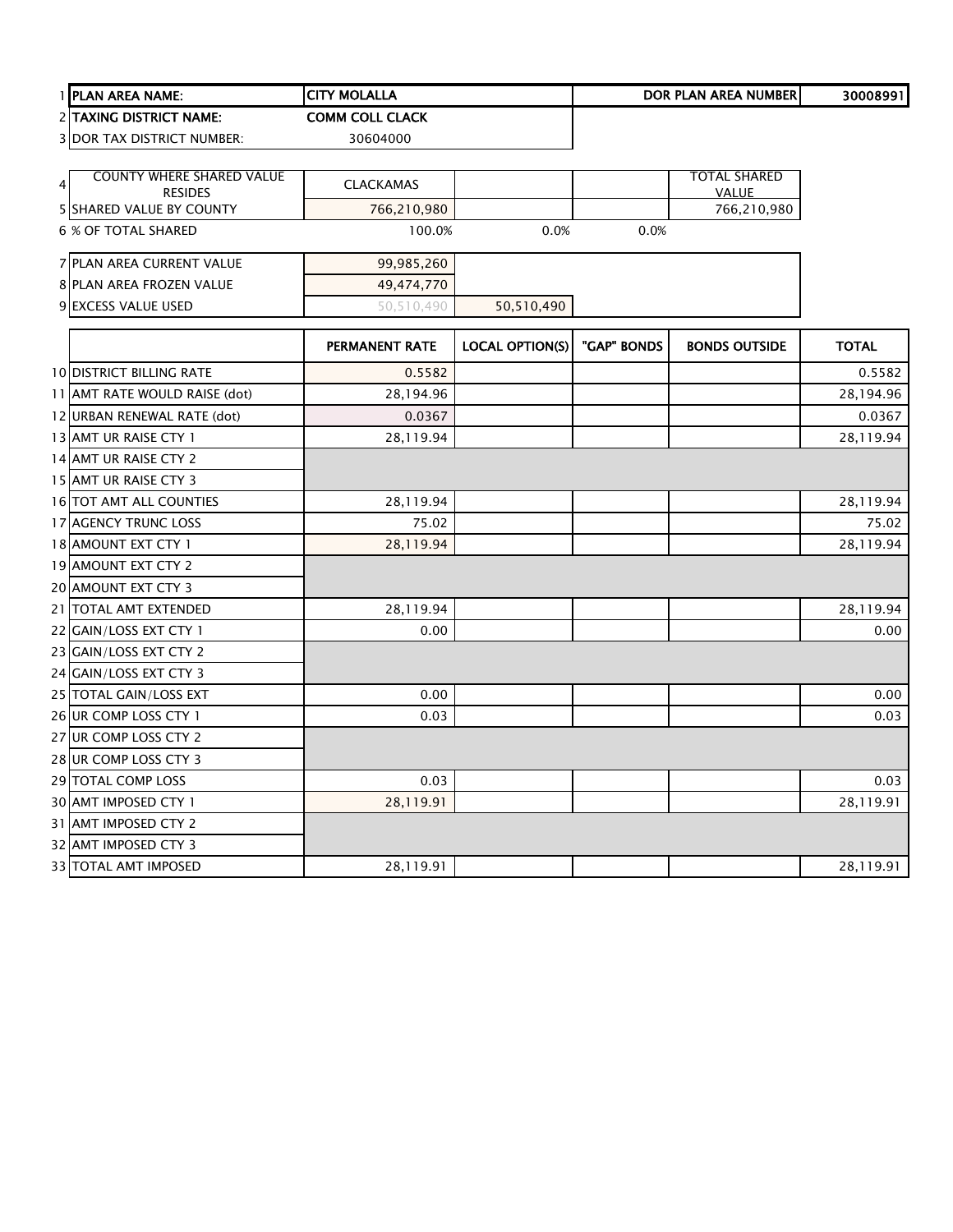| | | | | | |
|---|---|---|---|---|---|
| 1 | PLAN AREA NAME: | CITY MOLALLA | | DOR PLAN AREA NUMBER | 30008991 |
| 2 | TAXING DISTRICT NAME: | COMM COLL CLACK | | | |
| 3 | DOR TAX DISTRICT NUMBER: | 30604000 | | | |

| | | | | | |
|---|---|---|---|---|---|
| 4 | COUNTY WHERE SHARED VALUE RESIDES | CLACKAMAS | | | TOTAL SHARED VALUE |
| 5 | SHARED VALUE BY COUNTY | 766,210,980 | | | 766,210,980 |
| 6 | % OF TOTAL SHARED | 100.0% | 0.0% | 0.0% | |

| | | | |
|---|---|---|---|
| 7 | PLAN AREA CURRENT VALUE | 99,985,260 | |
| 8 | PLAN AREA FROZEN VALUE | 49,474,770 | |
| 9 | EXCESS VALUE USED | 50,510,490 | 50,510,490 |

| | | PERMANENT RATE | LOCAL OPTION(S) | "GAP" BONDS | BONDS OUTSIDE | TOTAL |
|---|---|---|---|---|---|---|
| 10 | DISTRICT BILLING RATE | 0.5582 | | | | 0.5582 |
| 11 | AMT RATE WOULD RAISE (dot) | 28,194.96 | | | | 28,194.96 |
| 12 | URBAN RENEWAL RATE (dot) | 0.0367 | | | | 0.0367 |
| 13 | AMT UR RAISE CTY 1 | 28,119.94 | | | | 28,119.94 |
| 14 | AMT UR RAISE CTY 2 | | | | | |
| 15 | AMT UR RAISE CTY 3 | | | | | |
| 16 | TOT AMT ALL COUNTIES | 28,119.94 | | | | 28,119.94 |
| 17 | AGENCY TRUNC LOSS | 75.02 | | | | 75.02 |
| 18 | AMOUNT EXT CTY 1 | 28,119.94 | | | | 28,119.94 |
| 19 | AMOUNT EXT CTY 2 | | | | | |
| 20 | AMOUNT EXT CTY 3 | | | | | |
| 21 | TOTAL AMT EXTENDED | 28,119.94 | | | | 28,119.94 |
| 22 | GAIN/LOSS EXT CTY 1 | 0.00 | | | | 0.00 |
| 23 | GAIN/LOSS EXT CTY 2 | | | | | |
| 24 | GAIN/LOSS EXT CTY 3 | | | | | |
| 25 | TOTAL GAIN/LOSS EXT | 0.00 | | | | 0.00 |
| 26 | UR COMP LOSS CTY 1 | 0.03 | | | | 0.03 |
| 27 | UR COMP LOSS CTY 2 | | | | | |
| 28 | UR COMP LOSS CTY 3 | | | | | |
| 29 | TOTAL COMP LOSS | 0.03 | | | | 0.03 |
| 30 | AMT IMPOSED CTY 1 | 28,119.91 | | | | 28,119.91 |
| 31 | AMT IMPOSED CTY 2 | | | | | |
| 32 | AMT IMPOSED CTY 3 | | | | | |
| 33 | TOTAL AMT IMPOSED | 28,119.91 | | | | 28,119.91 |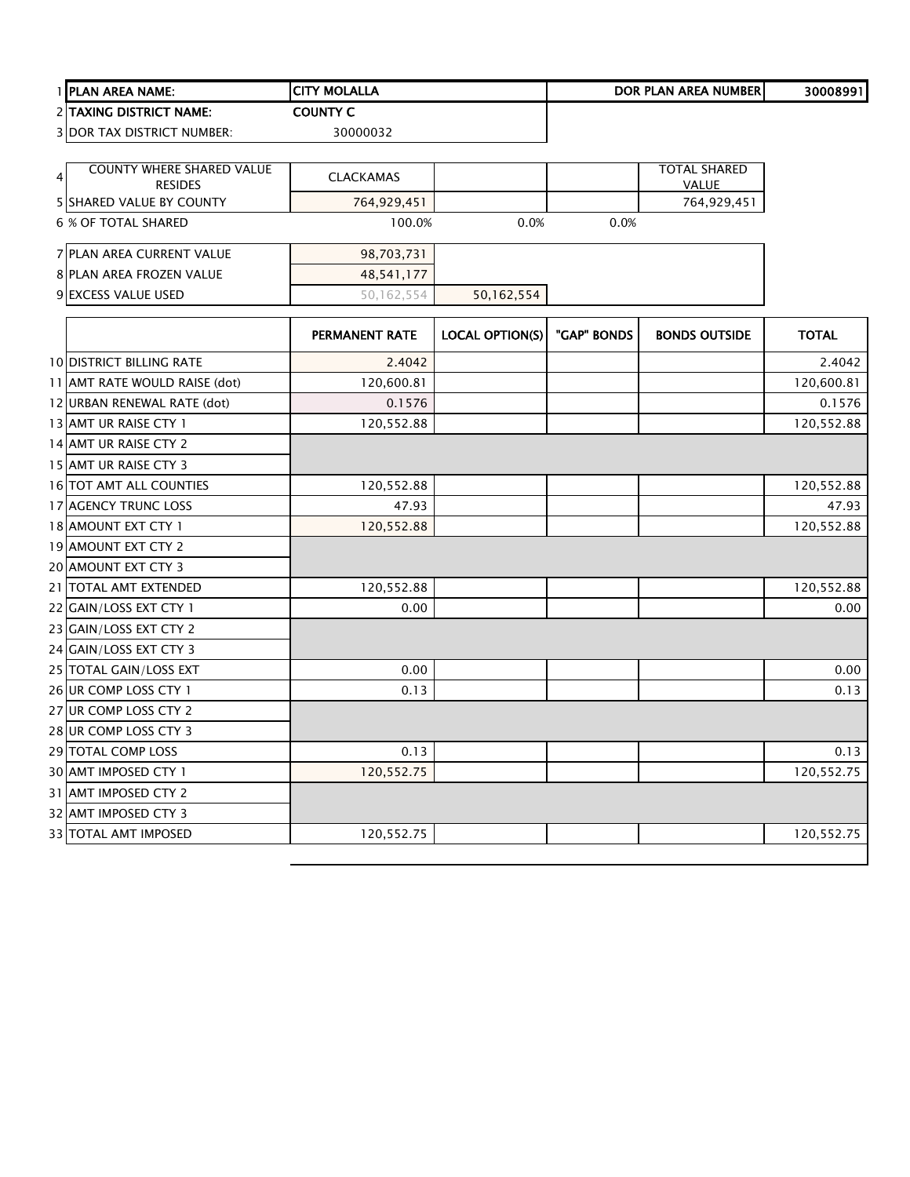| | | | | | | |
|---|---|---|---|---|---|---|
| 1 | **PLAN AREA NAME:** | **CITY MOLALLA** | | | **DOR PLAN AREA NUMBER** | **30008991** |
| 2 | **TAXING DISTRICT NAME:** | **COUNTY C** | | | | |
| 3 | DOR TAX DISTRICT NUMBER: | 30000032 | | | | |
| 4 | COUNTY WHERE SHARED VALUE RESIDES | CLACKAMAS | | | TOTAL SHARED VALUE | |
| 5 | SHARED VALUE BY COUNTY | 764,929,451 | | | 764,929,451 | |
| 6 | % OF TOTAL SHARED | 100.0% | 0.0% | 0.0% | | |
| 7 | PLAN AREA CURRENT VALUE | 98,703,731 | | | | |
| 8 | PLAN AREA FROZEN VALUE | 48,541,177 | | | | |
| 9 | EXCESS VALUE USED | 50,162,554 | 50,162,554 | | | |

| | | PERMANENT RATE | LOCAL OPTION(S) | "GAP" BONDS | BONDS OUTSIDE | TOTAL |
|---|---|---|---|---|---|---|
| 10 | DISTRICT BILLING RATE | 2.4042 | | | | 2.4042 |
| 11 | AMT RATE WOULD RAISE (dot) | 120,600.81 | | | | 120,600.81 |
| 12 | URBAN RENEWAL RATE (dot) | 0.1576 | | | | 0.1576 |
| 13 | AMT UR RAISE CTY 1 | 120,552.88 | | | | 120,552.88 |
| 14 | AMT UR RAISE CTY 2 | | | | | |
| 15 | AMT UR RAISE CTY 3 | | | | | |
| 16 | TOT AMT ALL COUNTIES | 120,552.88 | | | | 120,552.88 |
| 17 | AGENCY TRUNC LOSS | 47.93 | | | | 47.93 |
| 18 | AMOUNT EXT CTY 1 | 120,552.88 | | | | 120,552.88 |
| 19 | AMOUNT EXT CTY 2 | | | | | |
| 20 | AMOUNT EXT CTY 3 | | | | | |
| 21 | TOTAL AMT EXTENDED | 120,552.88 | | | | 120,552.88 |
| 22 | GAIN/LOSS EXT CTY 1 | 0.00 | | | | 0.00 |
| 23 | GAIN/LOSS EXT CTY 2 | | | | | |
| 24 | GAIN/LOSS EXT CTY 3 | | | | | |
| 25 | TOTAL GAIN/LOSS EXT | 0.00 | | | | 0.00 |
| 26 | UR COMP LOSS CTY 1 | 0.13 | | | | 0.13 |
| 27 | UR COMP LOSS CTY 2 | | | | | |
| 28 | UR COMP LOSS CTY 3 | | | | | |
| 29 | TOTAL COMP LOSS | 0.13 | | | | 0.13 |
| 30 | AMT IMPOSED CTY 1 | 120,552.75 | | | | 120,552.75 |
| 31 | AMT IMPOSED CTY 2 | | | | | |
| 32 | AMT IMPOSED CTY 3 | | | | | |
| 33 | TOTAL AMT IMPOSED | 120,552.75 | | | | 120,552.75 |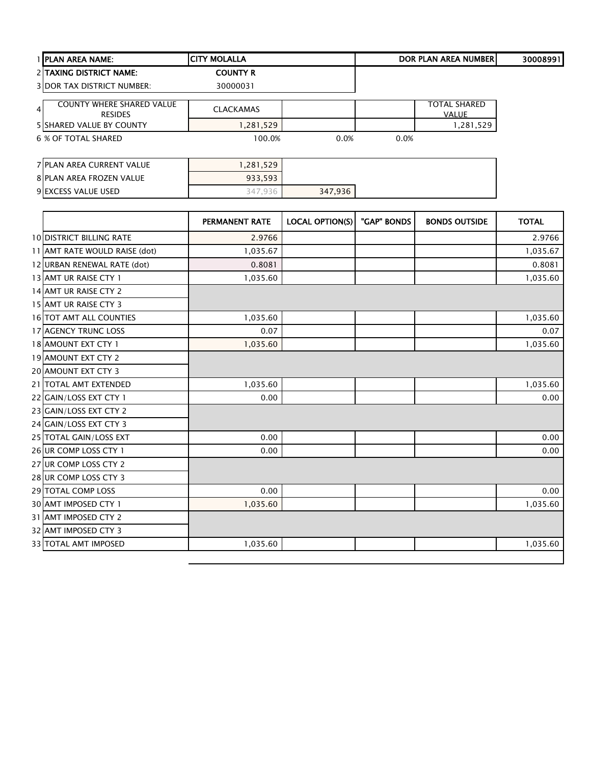| | | | | | |
|---|---|---|---|---|---|
| 1 PLAN AREA NAME: | CITY MOLALLA | | | DOR PLAN AREA NUMBER | 30008991 |
| 2 TAXING DISTRICT NAME: | COUNTY R | | | | |
| 3 DOR TAX DISTRICT NUMBER: | 30000031 | | | | |
| 4 COUNTY WHERE SHARED VALUE RESIDES | CLACKAMAS | | | TOTAL SHARED VALUE | |
| 5 SHARED VALUE BY COUNTY | 1,281,529 | | | 1,281,529 | |
| 6 % OF TOTAL SHARED | 100.0% | 0.0% | 0.0% | | |
| 7 PLAN AREA CURRENT VALUE | 1,281,529 | | | | |
| 8 PLAN AREA FROZEN VALUE | 933,593 | | | | |
| 9 EXCESS VALUE USED | 347,936 | 347,936 | | | |

| | PERMANENT RATE | LOCAL OPTION(S) | "GAP" BONDS | BONDS OUTSIDE | TOTAL |
|---|---|---|---|---|---|
| 10 DISTRICT BILLING RATE | 2.9766 | | | | 2.9766 |
| 11 AMT RATE WOULD RAISE (dot) | 1,035.67 | | | | 1,035.67 |
| 12 URBAN RENEWAL RATE (dot) | 0.8081 | | | | 0.8081 |
| 13 AMT UR RAISE CTY 1 | 1,035.60 | | | | 1,035.60 |
| 14 AMT UR RAISE CTY 2 | | | | | |
| 15 AMT UR RAISE CTY 3 | | | | | |
| 16 TOT AMT ALL COUNTIES | 1,035.60 | | | | 1,035.60 |
| 17 AGENCY TRUNC LOSS | 0.07 | | | | 0.07 |
| 18 AMOUNT EXT CTY 1 | 1,035.60 | | | | 1,035.60 |
| 19 AMOUNT EXT CTY 2 | | | | | |
| 20 AMOUNT EXT CTY 3 | | | | | |
| 21 TOTAL AMT EXTENDED | 1,035.60 | | | | 1,035.60 |
| 22 GAIN/LOSS EXT CTY 1 | 0.00 | | | | 0.00 |
| 23 GAIN/LOSS EXT CTY 2 | | | | | |
| 24 GAIN/LOSS EXT CTY 3 | | | | | |
| 25 TOTAL GAIN/LOSS EXT | 0.00 | | | | 0.00 |
| 26 UR COMP LOSS CTY 1 | 0.00 | | | | 0.00 |
| 27 UR COMP LOSS CTY 2 | | | | | |
| 28 UR COMP LOSS CTY 3 | | | | | |
| 29 TOTAL COMP LOSS | 0.00 | | | | 0.00 |
| 30 AMT IMPOSED CTY 1 | 1,035.60 | | | | 1,035.60 |
| 31 AMT IMPOSED CTY 2 | | | | | |
| 32 AMT IMPOSED CTY 3 | | | | | |
| 33 TOTAL AMT IMPOSED | 1,035.60 | | | | 1,035.60 |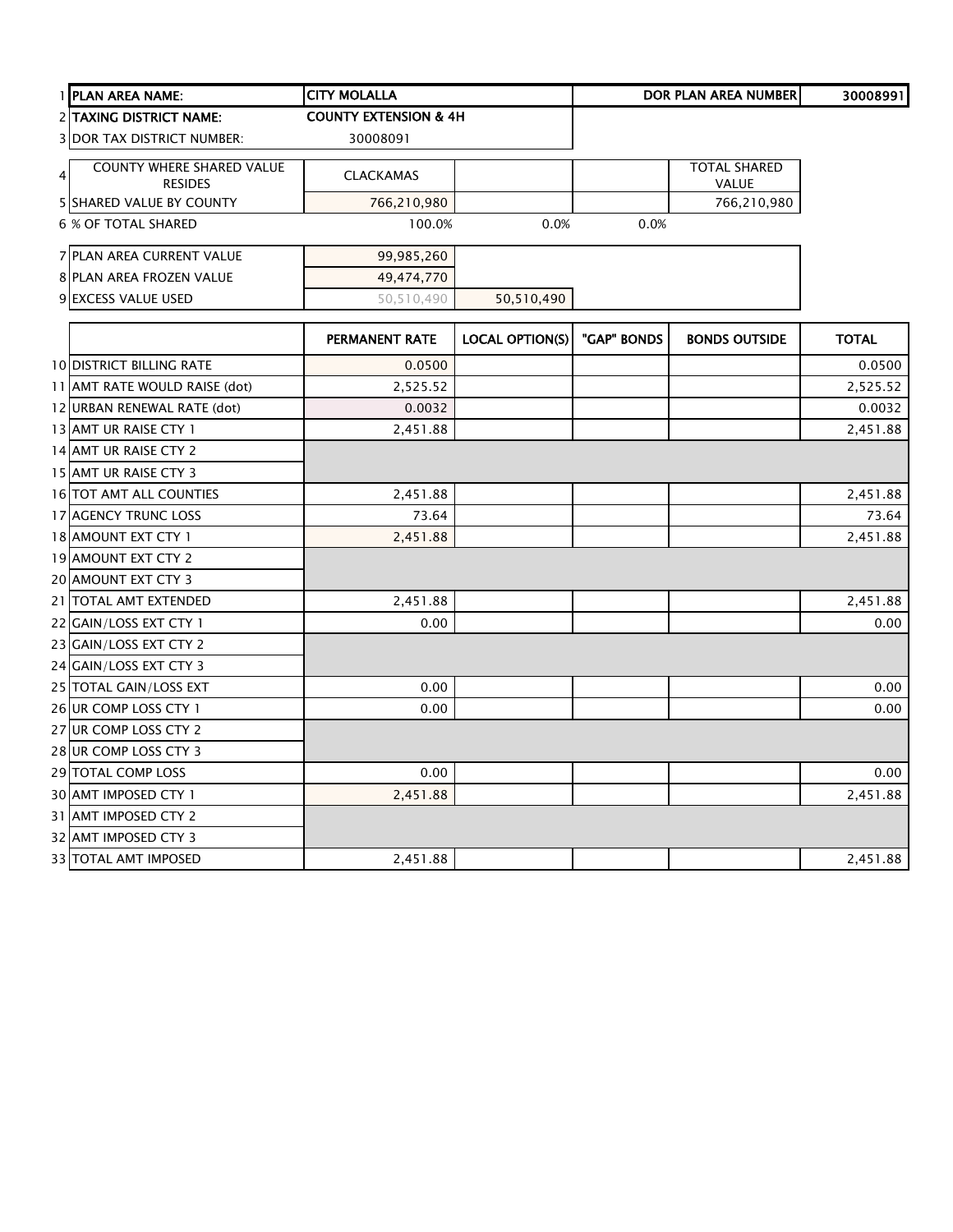| 1 | PLAN AREA NAME: | CITY MOLALLA | | | DOR PLAN AREA NUMBER | 30008991 |
|---|---|---|---|---|---|---|
| 2 | TAXING DISTRICT NAME: | COUNTY EXTENSION & 4H | | | | |
| 3 | DOR TAX DISTRICT NUMBER: | 30008091 | | | | |
| 4 | COUNTY WHERE SHARED VALUE RESIDES | CLACKAMAS | | | TOTAL SHARED VALUE | |
| 5 | SHARED VALUE BY COUNTY | 766,210,980 | | | 766,210,980 | |
| 6 | % OF TOTAL SHARED | 100.0% | 0.0% | 0.0% | | |
| 7 | PLAN AREA CURRENT VALUE | 99,985,260 | | | | |
| 8 | PLAN AREA FROZEN VALUE | 49,474,770 | | | | |
| 9 | EXCESS VALUE USED | 50,510,490 | 50,510,490 | | | |

| | | PERMANENT RATE | LOCAL OPTION(S) | "GAP" BONDS | BONDS OUTSIDE | TOTAL |
|---|---|---|---|---|---|---|
| 10 | DISTRICT BILLING RATE | 0.0500 | | | | 0.0500 |
| 11 | AMT RATE WOULD RAISE (dot) | 2,525.52 | | | | 2,525.52 |
| 12 | URBAN RENEWAL RATE (dot) | 0.0032 | | | | 0.0032 |
| 13 | AMT UR RAISE CTY 1 | 2,451.88 | | | | 2,451.88 |
| 14 | AMT UR RAISE CTY 2 | | | | | |
| 15 | AMT UR RAISE CTY 3 | | | | | |
| 16 | TOT AMT ALL COUNTIES | 2,451.88 | | | | 2,451.88 |
| 17 | AGENCY TRUNC LOSS | 73.64 | | | | 73.64 |
| 18 | AMOUNT EXT CTY 1 | 2,451.88 | | | | 2,451.88 |
| 19 | AMOUNT EXT CTY 2 | | | | | |
| 20 | AMOUNT EXT CTY 3 | | | | | |
| 21 | TOTAL AMT EXTENDED | 2,451.88 | | | | 2,451.88 |
| 22 | GAIN/LOSS EXT CTY 1 | 0.00 | | | | 0.00 |
| 23 | GAIN/LOSS EXT CTY 2 | | | | | |
| 24 | GAIN/LOSS EXT CTY 3 | | | | | |
| 25 | TOTAL GAIN/LOSS EXT | 0.00 | | | | 0.00 |
| 26 | UR COMP LOSS CTY 1 | 0.00 | | | | 0.00 |
| 27 | UR COMP LOSS CTY 2 | | | | | |
| 28 | UR COMP LOSS CTY 3 | | | | | |
| 29 | TOTAL COMP LOSS | 0.00 | | | | 0.00 |
| 30 | AMT IMPOSED CTY 1 | 2,451.88 | | | | 2,451.88 |
| 31 | AMT IMPOSED CTY 2 | | | | | |
| 32 | AMT IMPOSED CTY 3 | | | | | |
| 33 | TOTAL AMT IMPOSED | 2,451.88 | | | | 2,451.88 |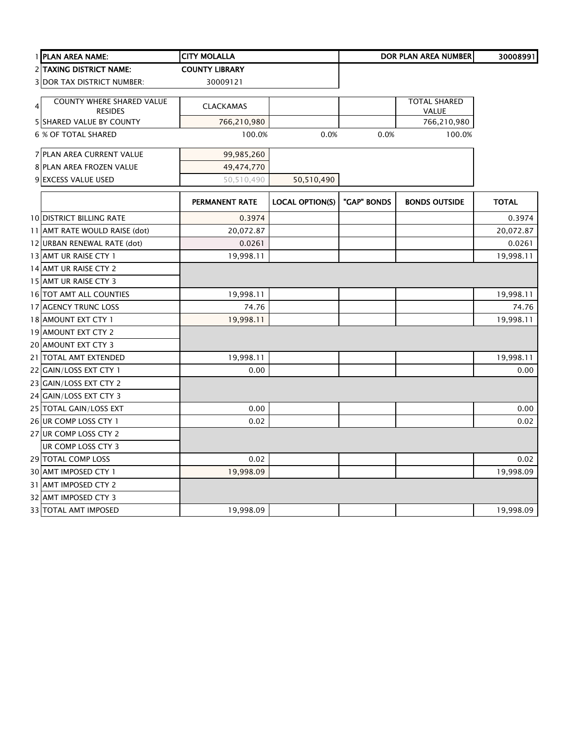| | | | | | | |
|---|---|---|---|---|---|---|
| 1 | **PLAN AREA NAME:** | **CITY MOLALLA** | | | **DOR PLAN AREA NUMBER** | **30008991** |
| 2 | **TAXING DISTRICT NAME:** | **COUNTY LIBRARY** | | | | |
| 3 | DOR TAX DISTRICT NUMBER: | 30009121 | | | | |
| 4 | COUNTY WHERE SHARED VALUE RESIDES | CLACKAMAS | | | TOTAL SHARED VALUE | |
| 5 | SHARED VALUE BY COUNTY | 766,210,980 | | | 766,210,980 | |
| 6 | % OF TOTAL SHARED | 100.0% | 0.0% | 0.0% | 100.0% | |
| 7 | PLAN AREA CURRENT VALUE | 99,985,260 | | | | |
| 8 | PLAN AREA FROZEN VALUE | 49,474,770 | | | | |
| 9 | EXCESS VALUE USED | 50,510,490 | 50,510,490 | | | |

| | | PERMANENT RATE | LOCAL OPTION(S) | "GAP" BONDS | BONDS OUTSIDE | TOTAL |
|---|---|---|---|---|---|---|
| 10 | DISTRICT BILLING RATE | 0.3974 | | | | 0.3974 |
| 11 | AMT RATE WOULD RAISE (dot) | 20,072.87 | | | | 20,072.87 |
| 12 | URBAN RENEWAL RATE (dot) | 0.0261 | | | | 0.0261 |
| 13 | AMT UR RAISE CTY 1 | 19,998.11 | | | | 19,998.11 |
| 14 | AMT UR RAISE CTY 2 | | | | | |
| 15 | AMT UR RAISE CTY 3 | | | | | |
| 16 | TOT AMT ALL COUNTIES | 19,998.11 | | | | 19,998.11 |
| 17 | AGENCY TRUNC LOSS | 74.76 | | | | 74.76 |
| 18 | AMOUNT EXT CTY 1 | 19,998.11 | | | | 19,998.11 |
| 19 | AMOUNT EXT CTY 2 | | | | | |
| 20 | AMOUNT EXT CTY 3 | | | | | |
| 21 | TOTAL AMT EXTENDED | 19,998.11 | | | | 19,998.11 |
| 22 | GAIN/LOSS EXT CTY 1 | 0.00 | | | | 0.00 |
| 23 | GAIN/LOSS EXT CTY 2 | | | | | |
| 24 | GAIN/LOSS EXT CTY 3 | | | | | |
| 25 | TOTAL GAIN/LOSS EXT | 0.00 | | | | 0.00 |
| 26 | UR COMP LOSS CTY 1 | 0.02 | | | | 0.02 |
| 27 | UR COMP LOSS CTY 2 | | | | | |
| | UR COMP LOSS CTY 3 | | | | | |
| 29 | TOTAL COMP LOSS | 0.02 | | | | 0.02 |
| 30 | AMT IMPOSED CTY 1 | 19,998.09 | | | | 19,998.09 |
| 31 | AMT IMPOSED CTY 2 | | | | | |
| 32 | AMT IMPOSED CTY 3 | | | | | |
| 33 | TOTAL AMT IMPOSED | 19,998.09 | | | | 19,998.09 |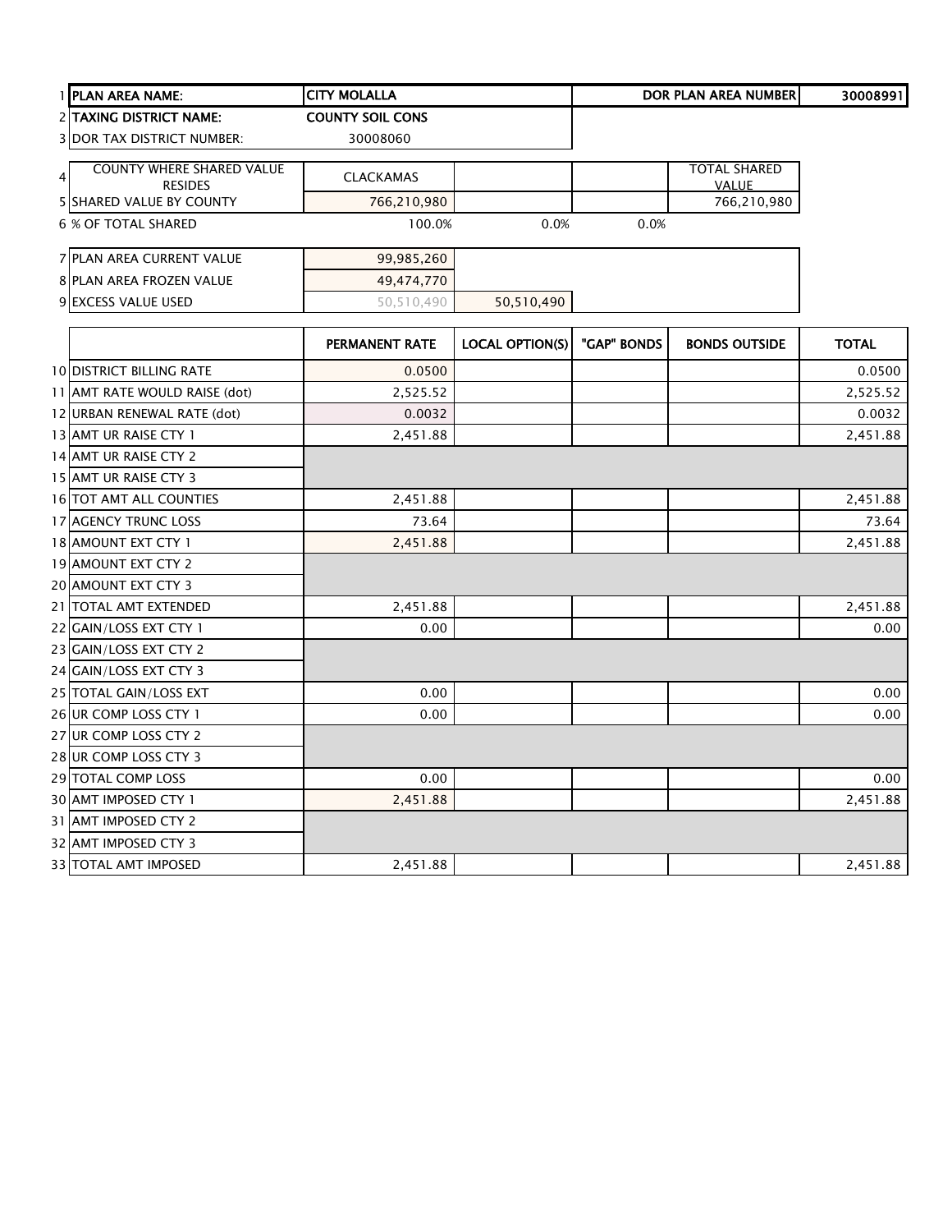| | | | | | | |
|---|---|---|---|---|---|---|
| 1 | **PLAN AREA NAME:** | **CITY MOLALLA** | | | **DOR PLAN AREA NUMBER** | **30008991** |
| 2 | **TAXING DISTRICT NAME:** | **COUNTY SOIL CONS** | | | | |
| 3 | DOR TAX DISTRICT NUMBER: | 30008060 | | | | |
| 4 | COUNTY WHERE SHARED VALUE RESIDES | CLACKAMAS | | | TOTAL SHARED VALUE | |
| 5 | SHARED VALUE BY COUNTY | 766,210,980 | | | 766,210,980 | |
| 6 | % OF TOTAL SHARED | 100.0% | 0.0% | 0.0% | | |
| 7 | PLAN AREA CURRENT VALUE | 99,985,260 | | | | |
| 8 | PLAN AREA FROZEN VALUE | 49,474,770 | | | | |
| 9 | EXCESS VALUE USED | 50,510,490 | 50,510,490 | | | |

| | | PERMANENT RATE | LOCAL OPTION(S) | "GAP" BONDS | BONDS OUTSIDE | TOTAL |
|---|---|---|---|---|---|---|
| 10 | DISTRICT BILLING RATE | 0.0500 | | | | 0.0500 |
| 11 | AMT RATE WOULD RAISE (dot) | 2,525.52 | | | | 2,525.52 |
| 12 | URBAN RENEWAL RATE (dot) | 0.0032 | | | | 0.0032 |
| 13 | AMT UR RAISE CTY 1 | 2,451.88 | | | | 2,451.88 |
| 14 | AMT UR RAISE CTY 2 | | | | | |
| 15 | AMT UR RAISE CTY 3 | | | | | |
| 16 | TOT AMT ALL COUNTIES | 2,451.88 | | | | 2,451.88 |
| 17 | AGENCY TRUNC LOSS | 73.64 | | | | 73.64 |
| 18 | AMOUNT EXT CTY 1 | 2,451.88 | | | | 2,451.88 |
| 19 | AMOUNT EXT CTY 2 | | | | | |
| 20 | AMOUNT EXT CTY 3 | | | | | |
| 21 | TOTAL AMT EXTENDED | 2,451.88 | | | | 2,451.88 |
| 22 | GAIN/LOSS EXT CTY 1 | 0.00 | | | | 0.00 |
| 23 | GAIN/LOSS EXT CTY 2 | | | | | |
| 24 | GAIN/LOSS EXT CTY 3 | | | | | |
| 25 | TOTAL GAIN/LOSS EXT | 0.00 | | | | 0.00 |
| 26 | UR COMP LOSS CTY 1 | 0.00 | | | | 0.00 |
| 27 | UR COMP LOSS CTY 2 | | | | | |
| 28 | UR COMP LOSS CTY 3 | | | | | |
| 29 | TOTAL COMP LOSS | 0.00 | | | | 0.00 |
| 30 | AMT IMPOSED CTY 1 | 2,451.88 | | | | 2,451.88 |
| 31 | AMT IMPOSED CTY 2 | | | | | |
| 32 | AMT IMPOSED CTY 3 | | | | | |
| 33 | TOTAL AMT IMPOSED | 2,451.88 | | | | 2,451.88 |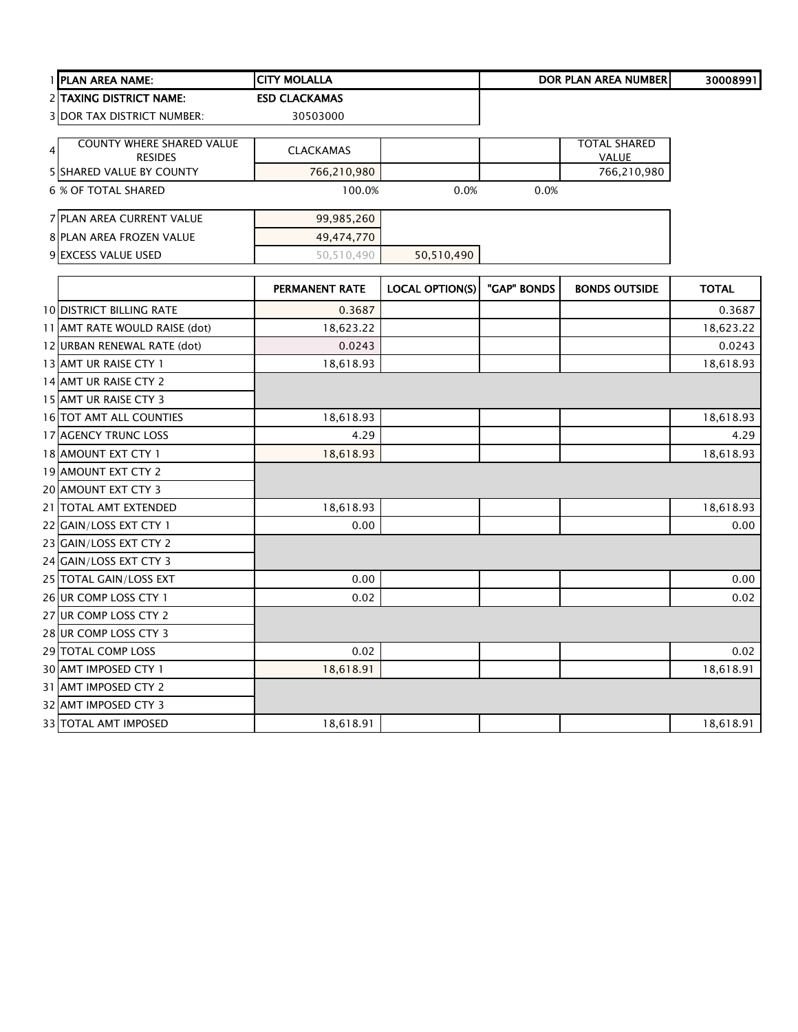| | | | | | | |
|---|---|---|---|---|---|---|
| 1 | **PLAN AREA NAME:** | **CITY MOLALLA** | | | **DOR PLAN AREA NUMBER** | **30008991** |
| 2 | **TAXING DISTRICT NAME:** | **ESD CLACKAMAS** | | | | |
| 3 | DOR TAX DISTRICT NUMBER: | 30503000 | | | | |

| | | | | | |
|---|---|---|---|---|---|
| 4 | COUNTY WHERE SHARED VALUE RESIDES | CLACKAMAS | | | TOTAL SHARED VALUE |
| 5 | SHARED VALUE BY COUNTY | 766,210,980 | | | 766,210,980 |
| 6 | % OF TOTAL SHARED | 100.0% | 0.0% | 0.0% | |

| | | | |
|---|---|---|---|
| 7 | PLAN AREA CURRENT VALUE | 99,985,260 | |
| 8 | PLAN AREA FROZEN VALUE | 49,474,770 | |
| 9 | EXCESS VALUE USED | 50,510,490 | 50,510,490 |

| | | PERMANENT RATE | LOCAL OPTION(S) | "GAP" BONDS | BONDS OUTSIDE | TOTAL |
|---|---|---|---|---|---|---|
| 10 | DISTRICT BILLING RATE | 0.3687 | | | | 0.3687 |
| 11 | AMT RATE WOULD RAISE (dot) | 18,623.22 | | | | 18,623.22 |
| 12 | URBAN RENEWAL RATE (dot) | 0.0243 | | | | 0.0243 |
| 13 | AMT UR RAISE CTY 1 | 18,618.93 | | | | 18,618.93 |
| 14 | AMT UR RAISE CTY 2 | | | | | |
| 15 | AMT UR RAISE CTY 3 | | | | | |
| 16 | TOT AMT ALL COUNTIES | 18,618.93 | | | | 18,618.93 |
| 17 | AGENCY TRUNC LOSS | 4.29 | | | | 4.29 |
| 18 | AMOUNT EXT CTY 1 | 18,618.93 | | | | 18,618.93 |
| 19 | AMOUNT EXT CTY 2 | | | | | |
| 20 | AMOUNT EXT CTY 3 | | | | | |
| 21 | TOTAL AMT EXTENDED | 18,618.93 | | | | 18,618.93 |
| 22 | GAIN/LOSS EXT CTY 1 | 0.00 | | | | 0.00 |
| 23 | GAIN/LOSS EXT CTY 2 | | | | | |
| 24 | GAIN/LOSS EXT CTY 3 | | | | | |
| 25 | TOTAL GAIN/LOSS EXT | 0.00 | | | | 0.00 |
| 26 | UR COMP LOSS CTY 1 | 0.02 | | | | 0.02 |
| 27 | UR COMP LOSS CTY 2 | | | | | |
| 28 | UR COMP LOSS CTY 3 | | | | | |
| 29 | TOTAL COMP LOSS | 0.02 | | | | 0.02 |
| 30 | AMT IMPOSED CTY 1 | 18,618.91 | | | | 18,618.91 |
| 31 | AMT IMPOSED CTY 2 | | | | | |
| 32 | AMT IMPOSED CTY 3 | | | | | |
| 33 | TOTAL AMT IMPOSED | 18,618.91 | | | | 18,618.91 |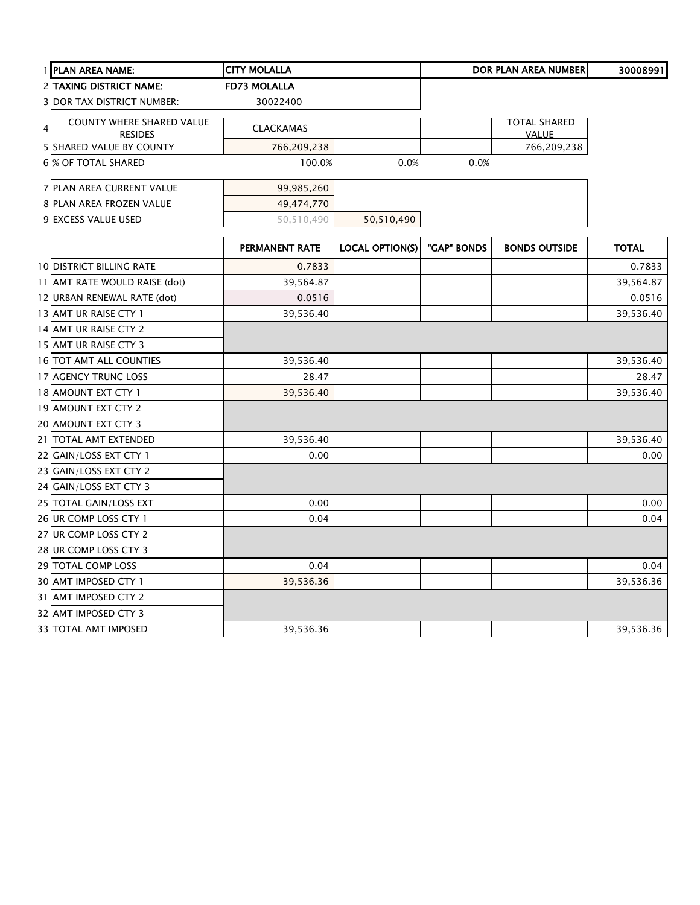| | | | | | | |
|---|---|---|---|---|---|---|
| 1 | **PLAN AREA NAME:** | **CITY MOLALLA** | | | **DOR PLAN AREA NUMBER** | **30008991** |
| 2 | **TAXING DISTRICT NAME:** | **FD73 MOLALLA** | | | | |
| 3 | DOR TAX DISTRICT NUMBER: | 30022400 | | | | |
| 4 | COUNTY WHERE SHARED VALUE RESIDES | CLACKAMAS | | | TOTAL SHARED VALUE | |
| 5 | SHARED VALUE BY COUNTY | 766,209,238 | | | 766,209,238 | |
| 6 | % OF TOTAL SHARED | 100.0% | 0.0% | 0.0% | | |
| 7 | PLAN AREA CURRENT VALUE | 99,985,260 | | | | |
| 8 | PLAN AREA FROZEN VALUE | 49,474,770 | | | | |
| 9 | EXCESS VALUE USED | 50,510,490 | 50,510,490 | | | |

| | | PERMANENT RATE | LOCAL OPTION(S) | "GAP" BONDS | BONDS OUTSIDE | TOTAL |
|---|---|---|---|---|---|---|
| 10 | DISTRICT BILLING RATE | 0.7833 | | | | 0.7833 |
| 11 | AMT RATE WOULD RAISE (dot) | 39,564.87 | | | | 39,564.87 |
| 12 | URBAN RENEWAL RATE (dot) | 0.0516 | | | | 0.0516 |
| 13 | AMT UR RAISE CTY 1 | 39,536.40 | | | | 39,536.40 |
| 14 | AMT UR RAISE CTY 2 | | | | | |
| 15 | AMT UR RAISE CTY 3 | | | | | |
| 16 | TOT AMT ALL COUNTIES | 39,536.40 | | | | 39,536.40 |
| 17 | AGENCY TRUNC LOSS | 28.47 | | | | 28.47 |
| 18 | AMOUNT EXT CTY 1 | 39,536.40 | | | | 39,536.40 |
| 19 | AMOUNT EXT CTY 2 | | | | | |
| 20 | AMOUNT EXT CTY 3 | | | | | |
| 21 | TOTAL AMT EXTENDED | 39,536.40 | | | | 39,536.40 |
| 22 | GAIN/LOSS EXT CTY 1 | 0.00 | | | | 0.00 |
| 23 | GAIN/LOSS EXT CTY 2 | | | | | |
| 24 | GAIN/LOSS EXT CTY 3 | | | | | |
| 25 | TOTAL GAIN/LOSS EXT | 0.00 | | | | 0.00 |
| 26 | UR COMP LOSS CTY 1 | 0.04 | | | | 0.04 |
| 27 | UR COMP LOSS CTY 2 | | | | | |
| 28 | UR COMP LOSS CTY 3 | | | | | |
| 29 | TOTAL COMP LOSS | 0.04 | | | | 0.04 |
| 30 | AMT IMPOSED CTY 1 | 39,536.36 | | | | 39,536.36 |
| 31 | AMT IMPOSED CTY 2 | | | | | |
| 32 | AMT IMPOSED CTY 3 | | | | | |
| 33 | TOTAL AMT IMPOSED | 39,536.36 | | | | 39,536.36 |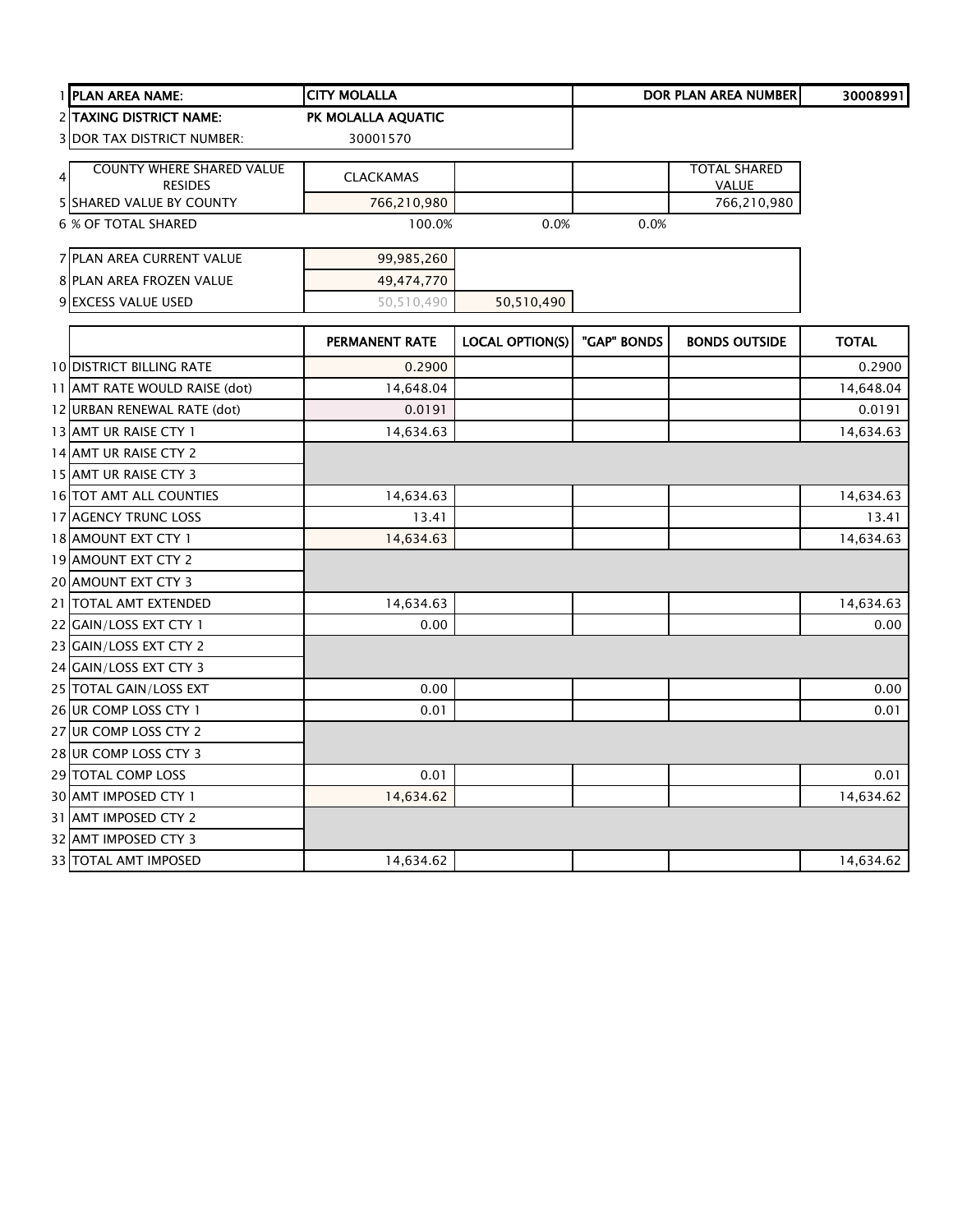| | | | | | | |
|---|---|---|---|---|---|---|
| 1 | **PLAN AREA NAME:** | **CITY MOLALLA** | | | **DOR PLAN AREA NUMBER** | **30008991** |
| 2 | **TAXING DISTRICT NAME:** | **PK MOLALLA AQUATIC** | | | | |
| 3 | DOR TAX DISTRICT NUMBER: | 30001570 | | | | |
| 4 | COUNTY WHERE SHARED VALUE RESIDES | CLACKAMAS | | | TOTAL SHARED VALUE | |
| 5 | SHARED VALUE BY COUNTY | 766,210,980 | | | 766,210,980 | |
| 6 | % OF TOTAL SHARED | 100.0% | 0.0% | 0.0% | | |
| 7 | PLAN AREA CURRENT VALUE | 99,985,260 | | | | |
| 8 | PLAN AREA FROZEN VALUE | 49,474,770 | | | | |
| 9 | EXCESS VALUE USED | 50,510,490 | 50,510,490 | | | |

| | | PERMANENT RATE | LOCAL OPTION(S) | "GAP" BONDS | BONDS OUTSIDE | TOTAL |
|---|---|---|---|---|---|---|
| 10 | DISTRICT BILLING RATE | 0.2900 | | | | 0.2900 |
| 11 | AMT RATE WOULD RAISE (dot) | 14,648.04 | | | | 14,648.04 |
| 12 | URBAN RENEWAL RATE (dot) | 0.0191 | | | | 0.0191 |
| 13 | AMT UR RAISE CTY 1 | 14,634.63 | | | | 14,634.63 |
| 14 | AMT UR RAISE CTY 2 | | | | | |
| 15 | AMT UR RAISE CTY 3 | | | | | |
| 16 | TOT AMT ALL COUNTIES | 14,634.63 | | | | 14,634.63 |
| 17 | AGENCY TRUNC LOSS | 13.41 | | | | 13.41 |
| 18 | AMOUNT EXT CTY 1 | 14,634.63 | | | | 14,634.63 |
| 19 | AMOUNT EXT CTY 2 | | | | | |
| 20 | AMOUNT EXT CTY 3 | | | | | |
| 21 | TOTAL AMT EXTENDED | 14,634.63 | | | | 14,634.63 |
| 22 | GAIN/LOSS EXT CTY 1 | 0.00 | | | | 0.00 |
| 23 | GAIN/LOSS EXT CTY 2 | | | | | |
| 24 | GAIN/LOSS EXT CTY 3 | | | | | |
| 25 | TOTAL GAIN/LOSS EXT | 0.00 | | | | 0.00 |
| 26 | UR COMP LOSS CTY 1 | 0.01 | | | | 0.01 |
| 27 | UR COMP LOSS CTY 2 | | | | | |
| 28 | UR COMP LOSS CTY 3 | | | | | |
| 29 | TOTAL COMP LOSS | 0.01 | | | | 0.01 |
| 30 | AMT IMPOSED CTY 1 | 14,634.62 | | | | 14,634.62 |
| 31 | AMT IMPOSED CTY 2 | | | | | |
| 32 | AMT IMPOSED CTY 3 | | | | | |
| 33 | TOTAL AMT IMPOSED | 14,634.62 | | | | 14,634.62 |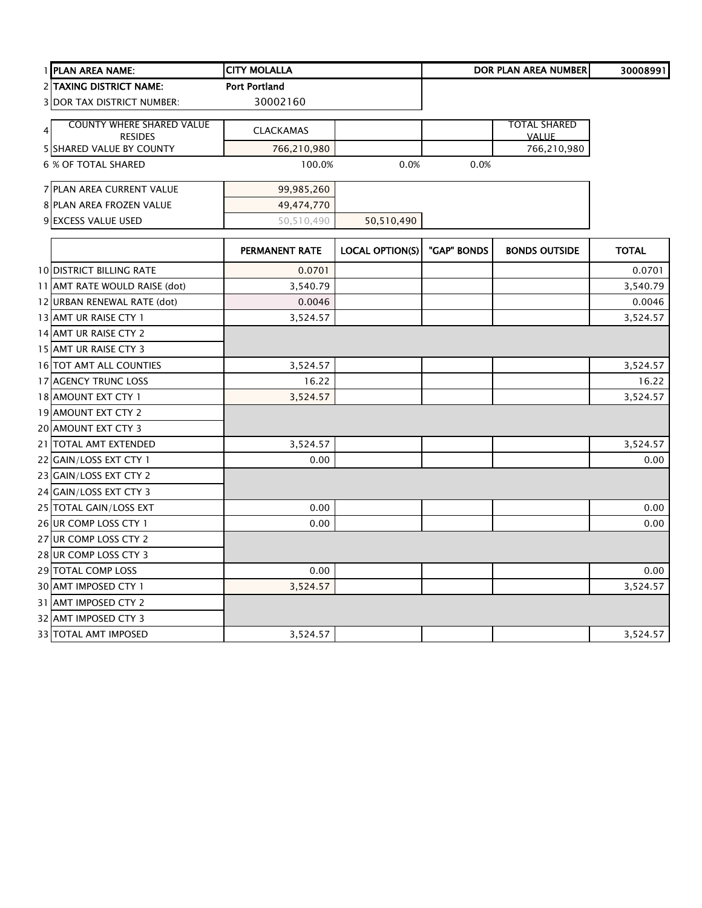| | | | | | | |
|---|---|---|---|---|---|---|
| 1 | **PLAN AREA NAME:** | **CITY MOLALLA** | | | **DOR PLAN AREA NUMBER** | **30008991** |
| 2 | **TAXING DISTRICT NAME:** | **Port Portland** | | | | |
| 3 | DOR TAX DISTRICT NUMBER: | 30002160 | | | | |
| 4 | COUNTY WHERE SHARED VALUE RESIDES | CLACKAMAS | | | TOTAL SHARED VALUE | |
| 5 | SHARED VALUE BY COUNTY | 766,210,980 | | | 766,210,980 | |
| 6 | % OF TOTAL SHARED | 100.0% | 0.0% | 0.0% | | |
| 7 | PLAN AREA CURRENT VALUE | 99,985,260 | | | | |
| 8 | PLAN AREA FROZEN VALUE | 49,474,770 | | | | |
| 9 | EXCESS VALUE USED | 50,510,490 | 50,510,490 | | | |

| | | PERMANENT RATE | LOCAL OPTION(S) | "GAP" BONDS | BONDS OUTSIDE | TOTAL |
|---|---|---|---|---|---|---|
| 10 | DISTRICT BILLING RATE | 0.0701 | | | | 0.0701 |
| 11 | AMT RATE WOULD RAISE (dot) | 3,540.79 | | | | 3,540.79 |
| 12 | URBAN RENEWAL RATE (dot) | 0.0046 | | | | 0.0046 |
| 13 | AMT UR RAISE CTY 1 | 3,524.57 | | | | 3,524.57 |
| 14 | AMT UR RAISE CTY 2 | | | | | |
| 15 | AMT UR RAISE CTY 3 | | | | | |
| 16 | TOT AMT ALL COUNTIES | 3,524.57 | | | | 3,524.57 |
| 17 | AGENCY TRUNC LOSS | 16.22 | | | | 16.22 |
| 18 | AMOUNT EXT CTY 1 | 3,524.57 | | | | 3,524.57 |
| 19 | AMOUNT EXT CTY 2 | | | | | |
| 20 | AMOUNT EXT CTY 3 | | | | | |
| 21 | TOTAL AMT EXTENDED | 3,524.57 | | | | 3,524.57 |
| 22 | GAIN/LOSS EXT CTY 1 | 0.00 | | | | 0.00 |
| 23 | GAIN/LOSS EXT CTY 2 | | | | | |
| 24 | GAIN/LOSS EXT CTY 3 | | | | | |
| 25 | TOTAL GAIN/LOSS EXT | 0.00 | | | | 0.00 |
| 26 | UR COMP LOSS CTY 1 | 0.00 | | | | 0.00 |
| 27 | UR COMP LOSS CTY 2 | | | | | |
| 28 | UR COMP LOSS CTY 3 | | | | | |
| 29 | TOTAL COMP LOSS | 0.00 | | | | 0.00 |
| 30 | AMT IMPOSED CTY 1 | 3,524.57 | | | | 3,524.57 |
| 31 | AMT IMPOSED CTY 2 | | | | | |
| 32 | AMT IMPOSED CTY 3 | | | | | |
| 33 | TOTAL AMT IMPOSED | 3,524.57 | | | | 3,524.57 |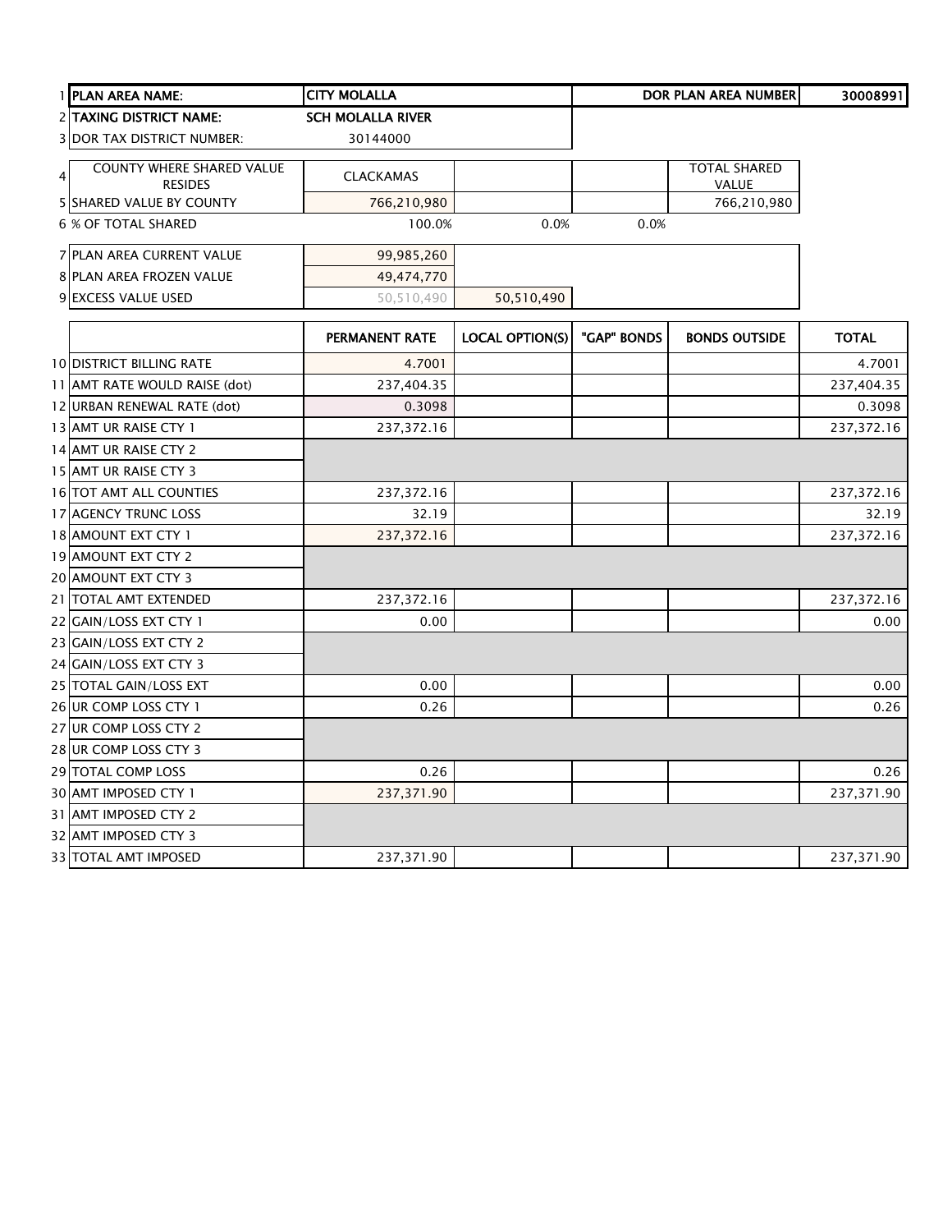| | | | | | | |
|---|---|---|---|---|---|---|
| 1 | **PLAN AREA NAME:** | **CITY MOLALLA** | | | **DOR PLAN AREA NUMBER** | **30008991** |
| 2 | **TAXING DISTRICT NAME:** | **SCH MOLALLA RIVER** | | | | |
| 3 | DOR TAX DISTRICT NUMBER: | 30144000 | | | | |
| 4 | COUNTY WHERE SHARED VALUE RESIDES | CLACKAMAS | | | TOTAL SHARED VALUE | |
| 5 | SHARED VALUE BY COUNTY | 766,210,980 | | | 766,210,980 | |
| 6 | % OF TOTAL SHARED | 100.0% | 0.0% | 0.0% | | |
| 7 | PLAN AREA CURRENT VALUE | 99,985,260 | | | | |
| 8 | PLAN AREA FROZEN VALUE | 49,474,770 | | | | |
| 9 | EXCESS VALUE USED | 50,510,490 | 50,510,490 | | | |

| | | PERMANENT RATE | LOCAL OPTION(S) | "GAP" BONDS | BONDS OUTSIDE | TOTAL |
|---|---|---|---|---|---|---|
| 10 | DISTRICT BILLING RATE | 4.7001 | | | | 4.7001 |
| 11 | AMT RATE WOULD RAISE (dot) | 237,404.35 | | | | 237,404.35 |
| 12 | URBAN RENEWAL RATE (dot) | 0.3098 | | | | 0.3098 |
| 13 | AMT UR RAISE CTY 1 | 237,372.16 | | | | 237,372.16 |
| 14 | AMT UR RAISE CTY 2 | | | | | |
| 15 | AMT UR RAISE CTY 3 | | | | | |
| 16 | TOT AMT ALL COUNTIES | 237,372.16 | | | | 237,372.16 |
| 17 | AGENCY TRUNC LOSS | 32.19 | | | | 32.19 |
| 18 | AMOUNT EXT CTY 1 | 237,372.16 | | | | 237,372.16 |
| 19 | AMOUNT EXT CTY 2 | | | | | |
| 20 | AMOUNT EXT CTY 3 | | | | | |
| 21 | TOTAL AMT EXTENDED | 237,372.16 | | | | 237,372.16 |
| 22 | GAIN/LOSS EXT CTY 1 | 0.00 | | | | 0.00 |
| 23 | GAIN/LOSS EXT CTY 2 | | | | | |
| 24 | GAIN/LOSS EXT CTY 3 | | | | | |
| 25 | TOTAL GAIN/LOSS EXT | 0.00 | | | | 0.00 |
| 26 | UR COMP LOSS CTY 1 | 0.26 | | | | 0.26 |
| 27 | UR COMP LOSS CTY 2 | | | | | |
| 28 | UR COMP LOSS CTY 3 | | | | | |
| 29 | TOTAL COMP LOSS | 0.26 | | | | 0.26 |
| 30 | AMT IMPOSED CTY 1 | 237,371.90 | | | | 237,371.90 |
| 31 | AMT IMPOSED CTY 2 | | | | | |
| 32 | AMT IMPOSED CTY 3 | | | | | |
| 33 | TOTAL AMT IMPOSED | 237,371.90 | | | | 237,371.90 |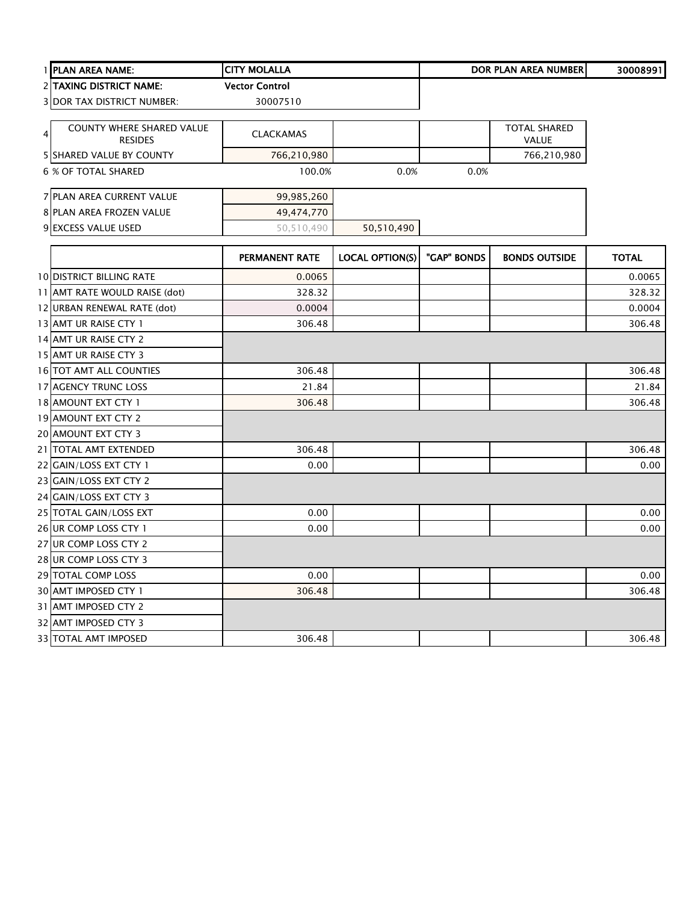| | | | | | | |
|---|---|---|---|---|---|---|
| 1 | **PLAN AREA NAME:** | **CITY MOLALLA** | | | **DOR PLAN AREA NUMBER** | **30008991** |
| 2 | **TAXING DISTRICT NAME:** | **Vector Control** | | | | |
| 3 | DOR TAX DISTRICT NUMBER: | 30007510 | | | | |
| 4 | COUNTY WHERE SHARED VALUE RESIDES | CLACKAMAS | | | TOTAL SHARED VALUE | |
| 5 | SHARED VALUE BY COUNTY | 766,210,980 | | | 766,210,980 | |
| 6 | % OF TOTAL SHARED | 100.0% | 0.0% | 0.0% | | |
| 7 | PLAN AREA CURRENT VALUE | 99,985,260 | | | | |
| 8 | PLAN AREA FROZEN VALUE | 49,474,770 | | | | |
| 9 | EXCESS VALUE USED | 50,510,490 | 50,510,490 | | | |

| | | PERMANENT RATE | LOCAL OPTION(S) | "GAP" BONDS | BONDS OUTSIDE | TOTAL |
|---|---|---|---|---|---|---|
| 10 | DISTRICT BILLING RATE | 0.0065 | | | | 0.0065 |
| 11 | AMT RATE WOULD RAISE (dot) | 328.32 | | | | 328.32 |
| 12 | URBAN RENEWAL RATE (dot) | 0.0004 | | | | 0.0004 |
| 13 | AMT UR RAISE CTY 1 | 306.48 | | | | 306.48 |
| 14 | AMT UR RAISE CTY 2 | | | | | |
| 15 | AMT UR RAISE CTY 3 | | | | | |
| 16 | TOT AMT ALL COUNTIES | 306.48 | | | | 306.48 |
| 17 | AGENCY TRUNC LOSS | 21.84 | | | | 21.84 |
| 18 | AMOUNT EXT CTY 1 | 306.48 | | | | 306.48 |
| 19 | AMOUNT EXT CTY 2 | | | | | |
| 20 | AMOUNT EXT CTY 3 | | | | | |
| 21 | TOTAL AMT EXTENDED | 306.48 | | | | 306.48 |
| 22 | GAIN/LOSS EXT CTY 1 | 0.00 | | | | 0.00 |
| 23 | GAIN/LOSS EXT CTY 2 | | | | | |
| 24 | GAIN/LOSS EXT CTY 3 | | | | | |
| 25 | TOTAL GAIN/LOSS EXT | 0.00 | | | | 0.00 |
| 26 | UR COMP LOSS CTY 1 | 0.00 | | | | 0.00 |
| 27 | UR COMP LOSS CTY 2 | | | | | |
| 28 | UR COMP LOSS CTY 3 | | | | | |
| 29 | TOTAL COMP LOSS | 0.00 | | | | 0.00 |
| 30 | AMT IMPOSED CTY 1 | 306.48 | | | | 306.48 |
| 31 | AMT IMPOSED CTY 2 | | | | | |
| 32 | AMT IMPOSED CTY 3 | | | | | |
| 33 | TOTAL AMT IMPOSED | 306.48 | | | | 306.48 |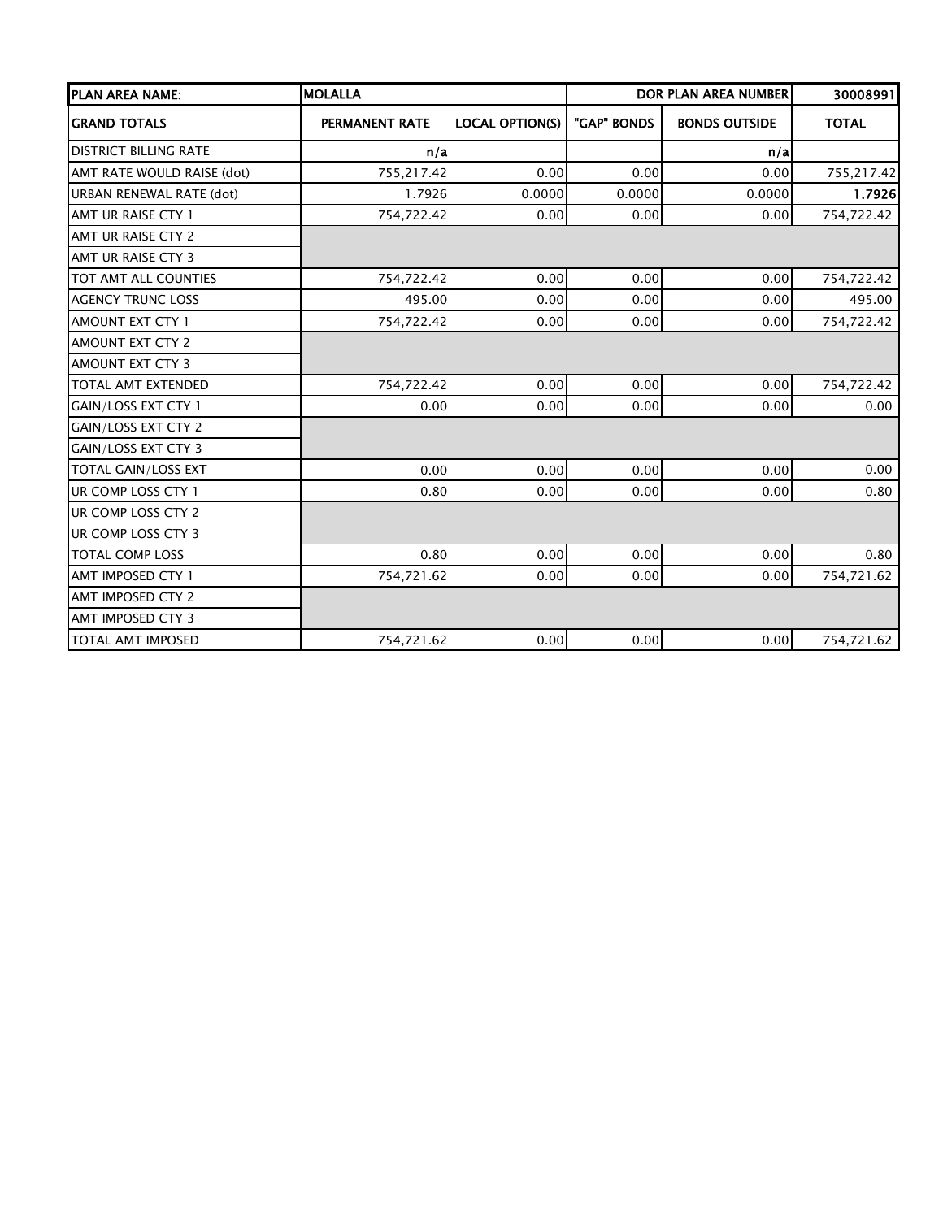| PLAN AREA NAME: | MOLALLA | | DOR PLAN AREA NUMBER | | 30008991 |
|---|---|---|---|---|---|
| GRAND TOTALS | PERMANENT RATE | LOCAL OPTION(S) | "GAP" BONDS | BONDS OUTSIDE | TOTAL |
| DISTRICT BILLING RATE | n/a | | | n/a | |
| AMT RATE WOULD RAISE (dot) | 755,217.42 | 0.00 | 0.00 | 0.00 | 755,217.42 |
| URBAN RENEWAL RATE (dot) | 1.7926 | 0.0000 | 0.0000 | 0.0000 | 1.7926 |
| AMT UR RAISE CTY 1 | 754,722.42 | 0.00 | 0.00 | 0.00 | 754,722.42 |
| AMT UR RAISE CTY 2 | | | | | |
| AMT UR RAISE CTY 3 | | | | | |
| TOT AMT ALL COUNTIES | 754,722.42 | 0.00 | 0.00 | 0.00 | 754,722.42 |
| AGENCY TRUNC LOSS | 495.00 | 0.00 | 0.00 | 0.00 | 495.00 |
| AMOUNT EXT CTY 1 | 754,722.42 | 0.00 | 0.00 | 0.00 | 754,722.42 |
| AMOUNT EXT CTY 2 | | | | | |
| AMOUNT EXT CTY 3 | | | | | |
| TOTAL AMT EXTENDED | 754,722.42 | 0.00 | 0.00 | 0.00 | 754,722.42 |
| GAIN/LOSS EXT CTY 1 | 0.00 | 0.00 | 0.00 | 0.00 | 0.00 |
| GAIN/LOSS EXT CTY 2 | | | | | |
| GAIN/LOSS EXT CTY 3 | | | | | |
| TOTAL GAIN/LOSS EXT | 0.00 | 0.00 | 0.00 | 0.00 | 0.00 |
| UR COMP LOSS CTY 1 | 0.80 | 0.00 | 0.00 | 0.00 | 0.80 |
| UR COMP LOSS CTY 2 | | | | | |
| UR COMP LOSS CTY 3 | | | | | |
| TOTAL COMP LOSS | 0.80 | 0.00 | 0.00 | 0.00 | 0.80 |
| AMT IMPOSED CTY 1 | 754,721.62 | 0.00 | 0.00 | 0.00 | 754,721.62 |
| AMT IMPOSED CTY 2 | | | | | |
| AMT IMPOSED CTY 3 | | | | | |
| TOTAL AMT IMPOSED | 754,721.62 | 0.00 | 0.00 | 0.00 | 754,721.62 |